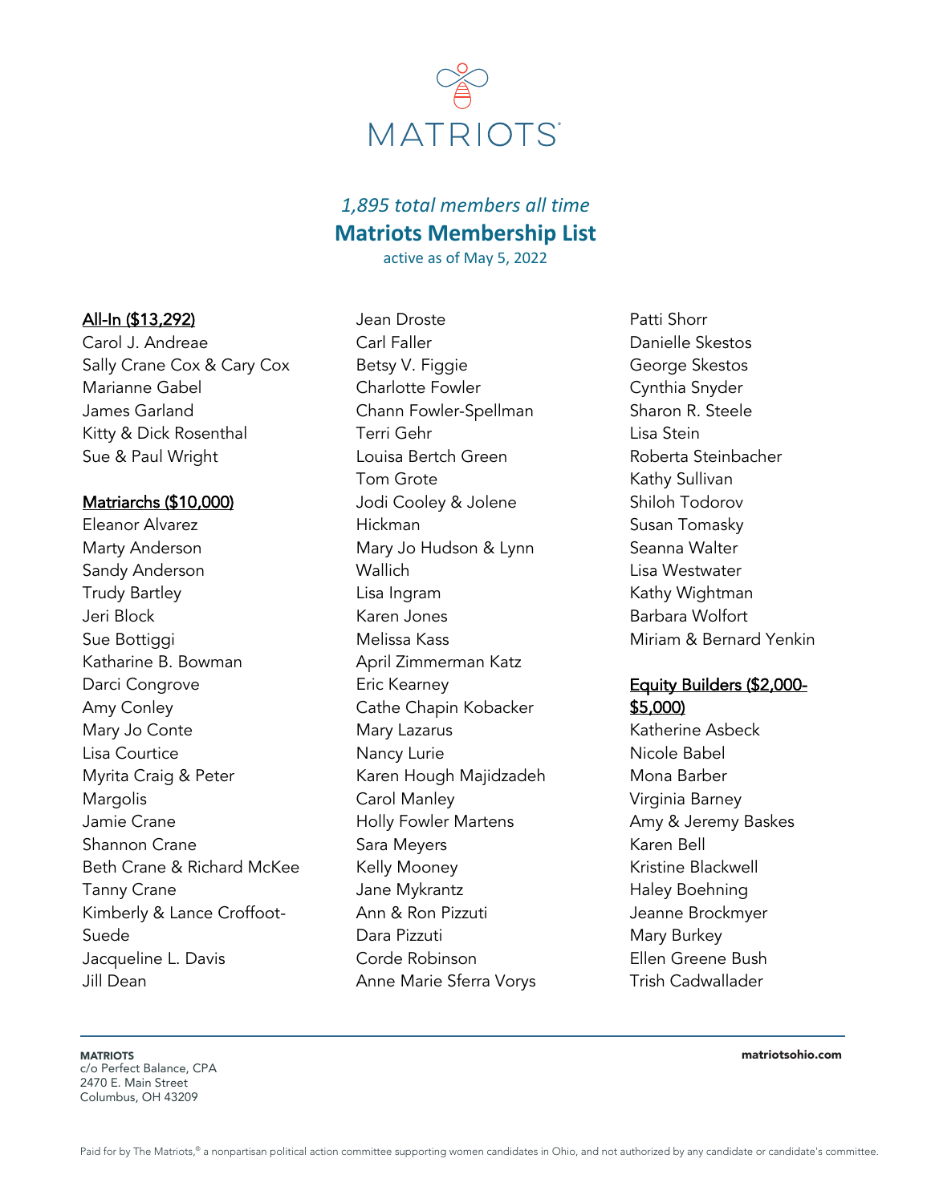MATRIOTS

*1,895 total members all time*

# Matriots Membership List

active as of May 5, 2022

## All-In ($13,292)

Carol J. Andreae
Sally Crane Cox & Cary Cox
Marianne Gabel
James Garland
Kitty & Dick Rosenthal
Sue & Paul Wright

## Matriarchs ($10,000)

Eleanor Alvarez
Marty Anderson
Sandy Anderson
Trudy Bartley
Jeri Block
Sue Bottiggi
Katharine B. Bowman
Darci Congrove
Amy Conley
Mary Jo Conte
Lisa Courtice
Myrita Craig & Peter Margolis
Jamie Crane
Shannon Crane
Beth Crane & Richard McKee
Tanny Crane
Kimberly & Lance Croffoot-Suede
Jacqueline L. Davis
Jill Dean
Jean Droste
Carl Faller
Betsy V. Figgie
Charlotte Fowler
Chann Fowler-Spellman
Terri Gehr
Louisa Bertch Green
Tom Grote
Jodi Cooley & Jolene Hickman
Mary Jo Hudson & Lynn Wallich
Lisa Ingram
Karen Jones
Melissa Kass
April Zimmerman Katz
Eric Kearney
Cathe Chapin Kobacker
Mary Lazarus
Nancy Lurie
Karen Hough Majidzadeh
Carol Manley
Holly Fowler Martens
Sara Meyers
Kelly Mooney
Jane Mykrantz
Ann & Ron Pizzuti
Dara Pizzuti
Corde Robinson
Anne Marie Sferra Vorys
Patti Shorr
Danielle Skestos
George Skestos
Cynthia Snyder
Sharon R. Steele
Lisa Stein
Roberta Steinbacher
Kathy Sullivan
Shiloh Todorov
Susan Tomasky
Seanna Walter
Lisa Westwater
Kathy Wightman
Barbara Wolfort
Miriam & Bernard Yenkin

## Equity Builders ($2,000-$5,000)

Katherine Asbeck
Nicole Babel
Mona Barber
Virginia Barney
Amy & Jeremy Baskes
Karen Bell
Kristine Blackwell
Haley Boehning
Jeanne Brockmyer
Mary Burkey
Ellen Greene Bush
Trish Cadwallader

MATRIOTS
c/o Perfect Balance, CPA
2470 E. Main Street
Columbus, OH 43209

matriotsohio.com

Paid for by The Matriots,® a nonpartisan political action committee supporting women candidates in Ohio, and not authorized by any candidate or candidate's committee.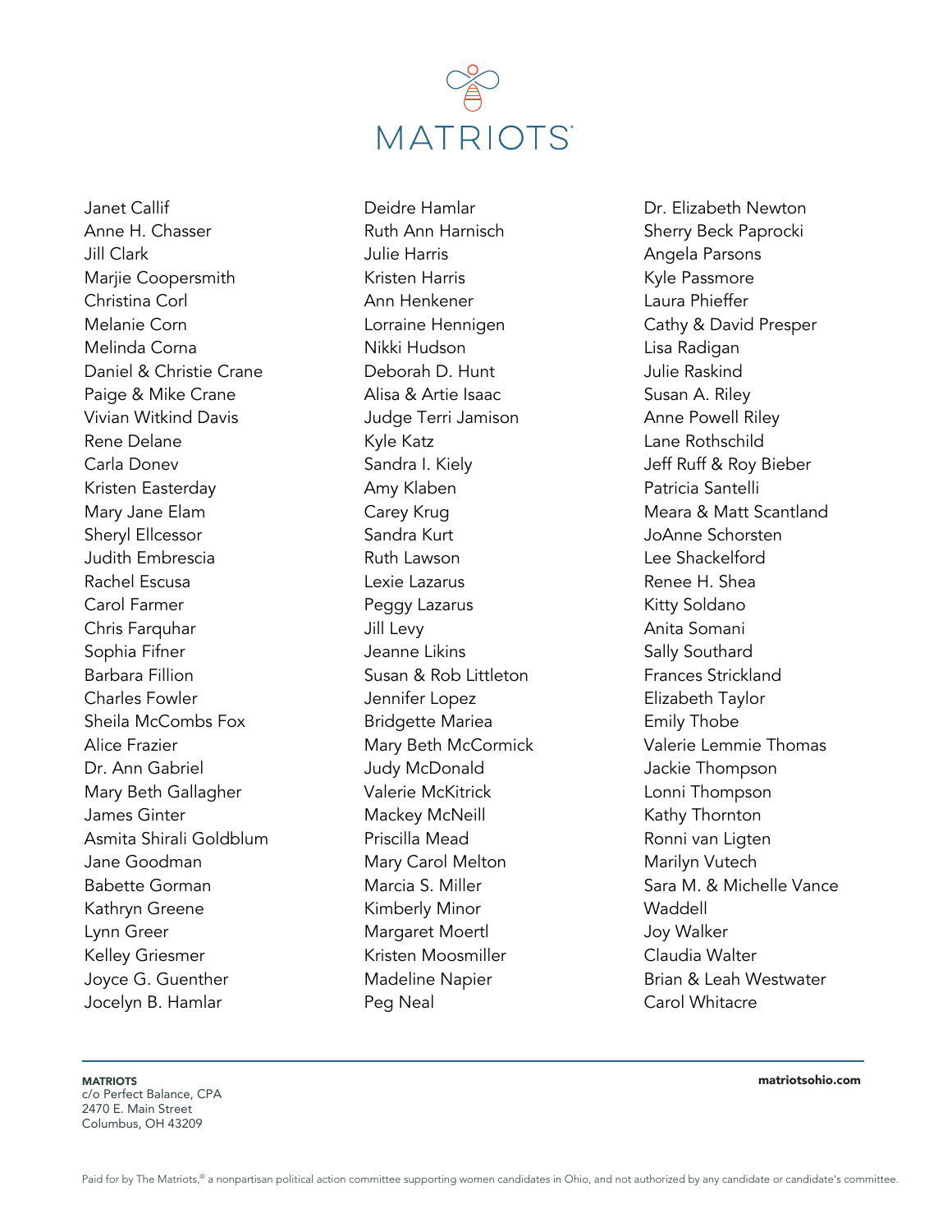MATRIOTS®

Janet Callif
Anne H. Chasser
Jill Clark
Marjie Coopersmith
Christina Corl
Melanie Corn
Melinda Corna
Daniel & Christie Crane
Paige & Mike Crane
Vivian Witkind Davis
Rene Delane
Carla Donev
Kristen Easterday
Mary Jane Elam
Sheryl Ellcessor
Judith Embrescia
Rachel Escusa
Carol Farmer
Chris Farquhar
Sophia Fifner
Barbara Fillion
Charles Fowler
Sheila McCombs Fox
Alice Frazier
Dr. Ann Gabriel
Mary Beth Gallagher
James Ginter
Asmita Shirali Goldblum
Jane Goodman
Babette Gorman
Kathryn Greene
Lynn Greer
Kelley Griesmer
Joyce G. Guenther
Jocelyn B. Hamlar
Deidre Hamlar
Ruth Ann Harnisch
Julie Harris
Kristen Harris
Ann Henkener
Lorraine Hennigen
Nikki Hudson
Deborah D. Hunt
Alisa & Artie Isaac
Judge Terri Jamison
Kyle Katz
Sandra I. Kiely
Amy Klaben
Carey Krug
Sandra Kurt
Ruth Lawson
Lexie Lazarus
Peggy Lazarus
Jill Levy
Jeanne Likins
Susan & Rob Littleton
Jennifer Lopez
Bridgette Mariea
Mary Beth McCormick
Judy McDonald
Valerie McKitrick
Mackey McNeill
Priscilla Mead
Mary Carol Melton
Marcia S. Miller
Kimberly Minor
Margaret Moertl
Kristen Moosmiller
Madeline Napier
Peg Neal
Dr. Elizabeth Newton
Sherry Beck Paprocki
Angela Parsons
Kyle Passmore
Laura Phieffer
Cathy & David Presper
Lisa Radigan
Julie Raskind
Susan A. Riley
Anne Powell Riley
Lane Rothschild
Jeff Ruff & Roy Bieber
Patricia Santelli
Meara & Matt Scantland
JoAnne Schorsten
Lee Shackelford
Renee H. Shea
Kitty Soldano
Anita Somani
Sally Southard
Frances Strickland
Elizabeth Taylor
Emily Thobe
Valerie Lemmie Thomas
Jackie Thompson
Lonni Thompson
Kathy Thornton
Ronni van Ligten
Marilyn Vutech
Sara M. & Michelle Vance Waddell
Joy Walker
Claudia Walter
Brian & Leah Westwater
Carol Whitacre

---

**MATRIOTS**
c/o Perfect Balance, CPA
2470 E. Main Street
Columbus, OH 43209

**matriotsohio.com**

Paid for by The Matriots,® a nonpartisan political action committee supporting women candidates in Ohio, and not authorized by any candidate or candidate's committee.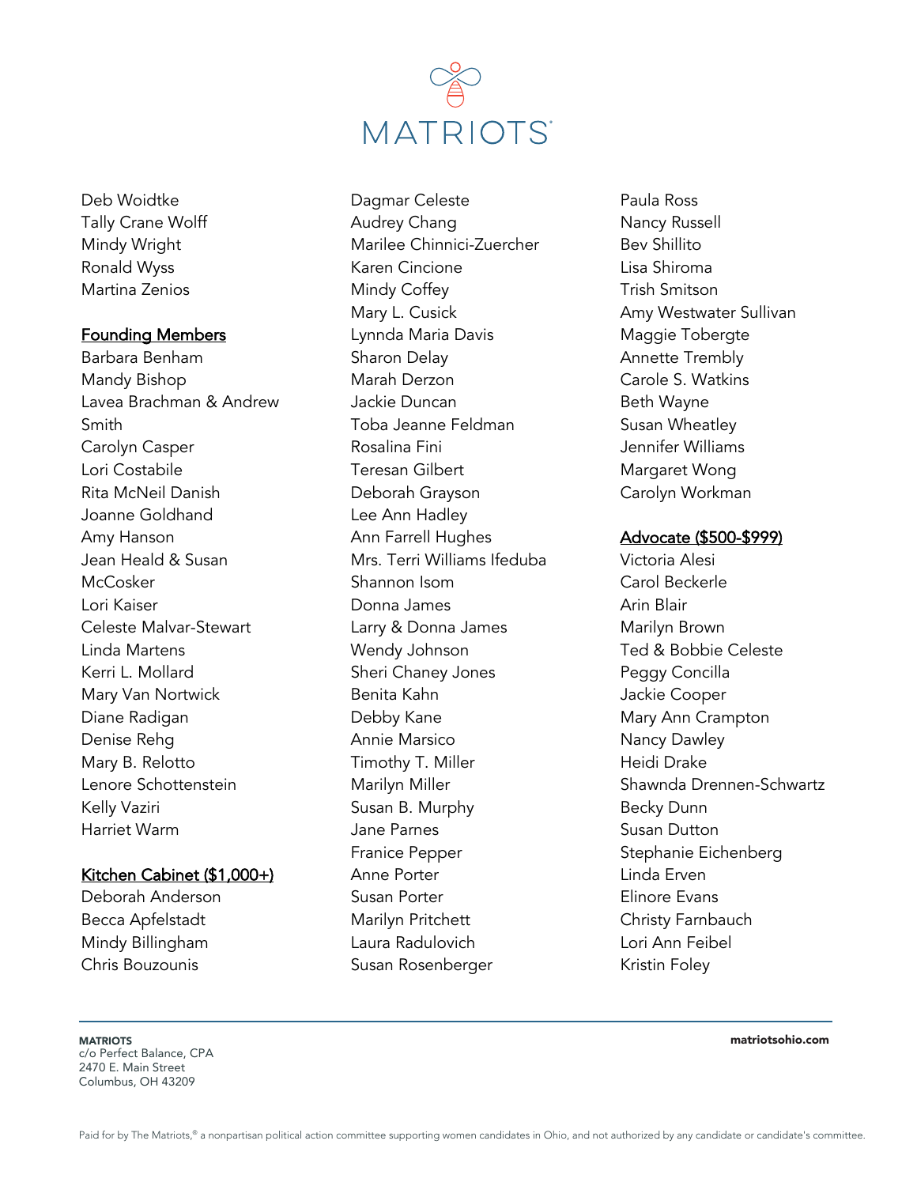Deb Woidtke
Tally Crane Wolff
Mindy Wright
Ronald Wyss
Martina Zenios

## Founding Members

Barbara Benham
Mandy Bishop
Lavea Brachman & Andrew Smith
Carolyn Casper
Lori Costabile
Rita McNeil Danish
Joanne Goldhand
Amy Hanson
Jean Heald & Susan McCosker
Lori Kaiser
Celeste Malvar-Stewart
Linda Martens
Kerri L. Mollard
Mary Van Nortwick
Diane Radigan
Denise Rehg
Mary B. Relotto
Lenore Schottenstein
Kelly Vaziri
Harriet Warm

## Kitchen Cabinet ($1,000+)

Deborah Anderson
Becca Apfelstadt
Mindy Billingham
Chris Bouzounis
Dagmar Celeste
Audrey Chang
Marilee Chinnici-Zuercher
Karen Cincione
Mindy Coffey
Mary L. Cusick
Lynnda Maria Davis
Sharon Delay
Marah Derzon
Jackie Duncan
Toba Jeanne Feldman
Rosalina Fini
Teresan Gilbert
Deborah Grayson
Lee Ann Hadley
Ann Farrell Hughes
Mrs. Terri Williams Ifeduba
Shannon Isom
Donna James
Larry & Donna James
Wendy Johnson
Sheri Chaney Jones
Benita Kahn
Debby Kane
Annie Marsico
Timothy T. Miller
Marilyn Miller
Susan B. Murphy
Jane Parnes
Franice Pepper
Anne Porter
Susan Porter
Marilyn Pritchett
Laura Radulovich
Susan Rosenberger
Paula Ross
Nancy Russell
Bev Shillito
Lisa Shiroma
Trish Smitson
Amy Westwater Sullivan
Maggie Tobergte
Annette Trembly
Carole S. Watkins
Beth Wayne
Susan Wheatley
Jennifer Williams
Margaret Wong
Carolyn Workman

## Advocate ($500-$999)

Victoria Alesi
Carol Beckerle
Arin Blair
Marilyn Brown
Ted & Bobbie Celeste
Peggy Concilla
Jackie Cooper
Mary Ann Crampton
Nancy Dawley
Heidi Drake
Shawnda Drennen-Schwartz
Becky Dunn
Susan Dutton
Stephanie Eichenberg
Linda Erven
Elinore Evans
Christy Farnbauch
Lori Ann Feibel
Kristin Foley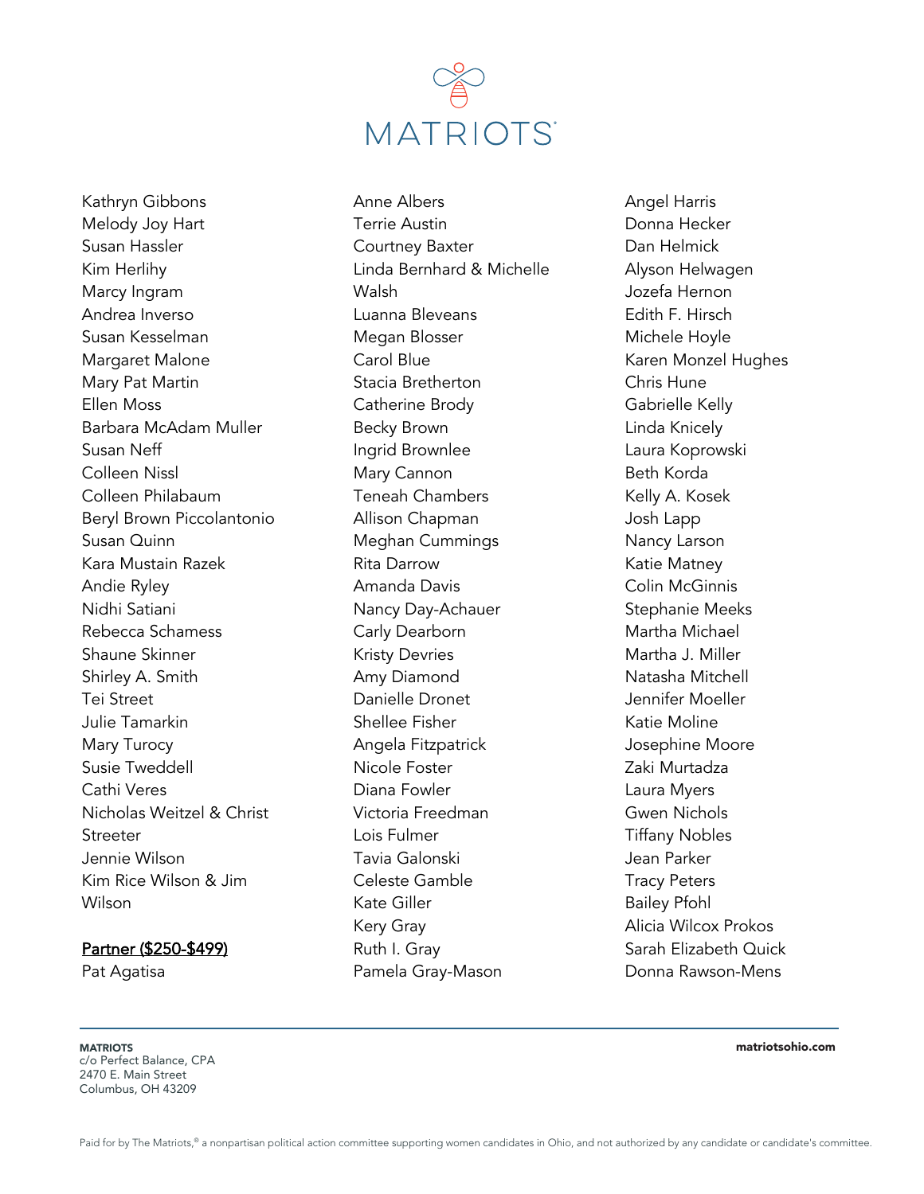Kathryn Gibbons
Melody Joy Hart
Susan Hassler
Kim Herlihy
Marcy Ingram
Andrea Inverso
Susan Kesselman
Margaret Malone
Mary Pat Martin
Ellen Moss
Barbara McAdam Muller
Susan Neff
Colleen Nissl
Colleen Philabaum
Beryl Brown Piccolantonio
Susan Quinn
Kara Mustain Razek
Andie Ryley
Nidhi Satiani
Rebecca Schamess
Shaune Skinner
Shirley A. Smith
Tei Street
Julie Tamarkin
Mary Turocy
Susie Tweddell
Cathi Veres
Nicholas Weitzel & Christ Streeter
Jennie Wilson
Kim Rice Wilson & Jim Wilson

<u>Partner ($250-$499)</u>

Pat Agatisa
Anne Albers
Terrie Austin
Courtney Baxter
Linda Bernhard & Michelle Walsh
Luanna Bleveans
Megan Blosser
Carol Blue
Stacia Bretherton
Catherine Brody
Becky Brown
Ingrid Brownlee
Mary Cannon
Teneah Chambers
Allison Chapman
Meghan Cummings
Rita Darrow
Amanda Davis
Nancy Day-Achauer
Carly Dearborn
Kristy Devries
Amy Diamond
Danielle Dronet
Shellee Fisher
Angela Fitzpatrick
Nicole Foster
Diana Fowler
Victoria Freedman
Lois Fulmer
Tavia Galonski
Celeste Gamble
Kate Giller
Kery Gray
Ruth I. Gray
Pamela Gray-Mason
Angel Harris
Donna Hecker
Dan Helmick
Alyson Helwagen
Jozefa Hernon
Edith F. Hirsch
Michele Hoyle
Karen Monzel Hughes
Chris Hune
Gabrielle Kelly
Linda Knicely
Laura Koprowski
Beth Korda
Kelly A. Kosek
Josh Lapp
Nancy Larson
Katie Matney
Colin McGinnis
Stephanie Meeks
Martha Michael
Martha J. Miller
Natasha Mitchell
Jennifer Moeller
Katie Moline
Josephine Moore
Zaki Murtadza
Laura Myers
Gwen Nichols
Tiffany Nobles
Jean Parker
Tracy Peters
Bailey Pfohl
Alicia Wilcox Prokos
Sarah Elizabeth Quick
Donna Rawson-Mens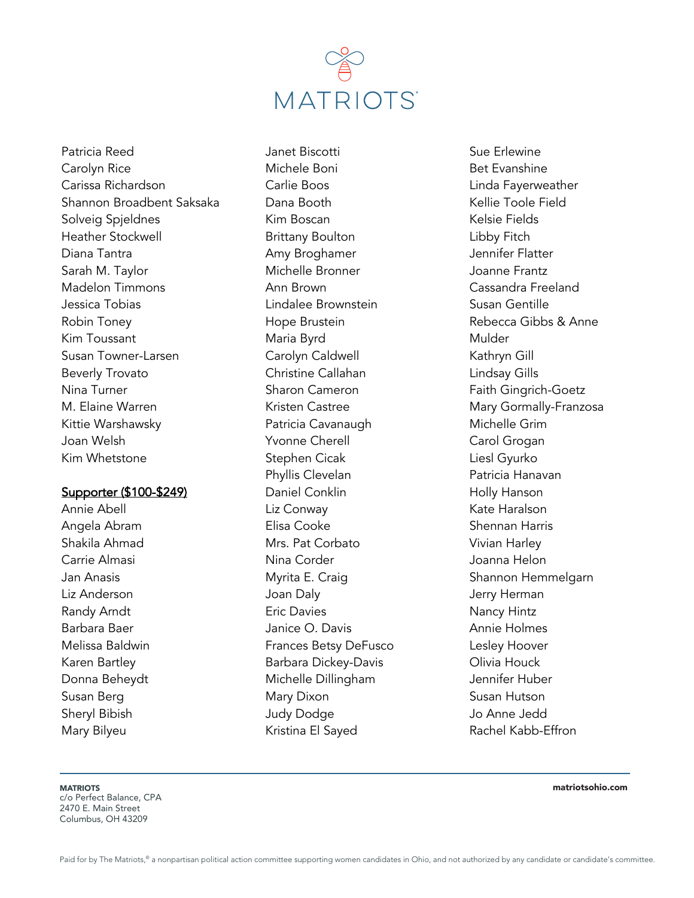MATRIOTS

Patricia Reed
Carolyn Rice
Carissa Richardson
Shannon Broadbent Saksaka
Solveig Spjeldnes
Heather Stockwell
Diana Tantra
Sarah M. Taylor
Madelon Timmons
Jessica Tobias
Robin Toney
Kim Toussant
Susan Towner-Larsen
Beverly Trovato
Nina Turner
M. Elaine Warren
Kittie Warshawsky
Joan Welsh
Kim Whetstone

## Supporter ($100-$249)

Annie Abell
Angela Abram
Shakila Ahmad
Carrie Almasi
Jan Anasis
Liz Anderson
Randy Arndt
Barbara Baer
Melissa Baldwin
Karen Bartley
Donna Beheydt
Susan Berg
Sheryl Bibish
Mary Bilyeu
Janet Biscotti
Michele Boni
Carlie Boos
Dana Booth
Kim Boscan
Brittany Boulton
Amy Broghamer
Michelle Bronner
Ann Brown
Lindalee Brownstein
Hope Brustein
Maria Byrd
Carolyn Caldwell
Christine Callahan
Sharon Cameron
Kristen Castree
Patricia Cavanaugh
Yvonne Cherell
Stephen Cicak
Phyllis Clevelan
Daniel Conklin
Liz Conway
Elisa Cooke
Mrs. Pat Corbato
Nina Corder
Myrita E. Craig
Joan Daly
Eric Davies
Janice O. Davis
Frances Betsy DeFusco
Barbara Dickey-Davis
Michelle Dillingham
Mary Dixon
Judy Dodge
Kristina El Sayed
Sue Erlewine
Bet Evanshine
Linda Fayerweather
Kellie Toole Field
Kelsie Fields
Libby Fitch
Jennifer Flatter
Joanne Frantz
Cassandra Freeland
Susan Gentille
Rebecca Gibbs & Anne Mulder
Kathryn Gill
Lindsay Gills
Faith Gingrich-Goetz
Mary Gormally-Franzosa
Michelle Grim
Carol Grogan
Liesl Gyurko
Patricia Hanavan
Holly Hanson
Kate Haralson
Shennan Harris
Vivian Harley
Joanna Helon
Shannon Hemmelgarn
Jerry Herman
Nancy Hintz
Annie Holmes
Lesley Hoover
Olivia Houck
Jennifer Huber
Susan Hutson
Jo Anne Jedd
Rachel Kabb-Effron

**MATRIOTS**
c/o Perfect Balance, CPA
2470 E. Main Street
Columbus, OH 43209

**matriotsohio.com**

Paid for by The Matriots,® a nonpartisan political action committee supporting women candidates in Ohio, and not authorized by any candidate or candidate's committee.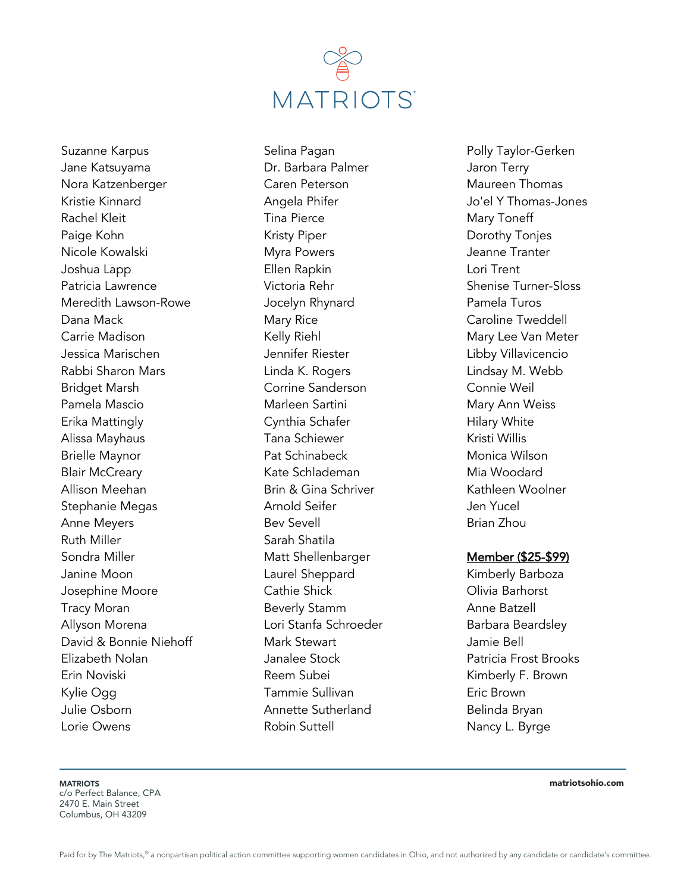Suzanne Karpus
Jane Katsuyama
Nora Katzenberger
Kristie Kinnard
Rachel Kleit
Paige Kohn
Nicole Kowalski
Joshua Lapp
Patricia Lawrence
Meredith Lawson-Rowe
Dana Mack
Carrie Madison
Jessica Marischen
Rabbi Sharon Mars
Bridget Marsh
Pamela Mascio
Erika Mattingly
Alissa Mayhaus
Brielle Maynor
Blair McCreary
Allison Meehan
Stephanie Megas
Anne Meyers
Ruth Miller
Sondra Miller
Janine Moon
Josephine Moore
Tracy Moran
Allyson Morena
David & Bonnie Niehoff
Elizabeth Nolan
Erin Noviski
Kylie Ogg
Julie Osborn
Lorie Owens

Selina Pagan
Dr. Barbara Palmer
Caren Peterson
Angela Phifer
Tina Pierce
Kristy Piper
Myra Powers
Ellen Rapkin
Victoria Rehr
Jocelyn Rhynard
Mary Rice
Kelly Riehl
Jennifer Riester
Linda K. Rogers
Corrine Sanderson
Marleen Sartini
Cynthia Schafer
Tana Schiewer
Pat Schinabeck
Kate Schlademan
Brin & Gina Schriver
Arnold Seifer
Bev Sevell
Sarah Shatila
Matt Shellenbarger
Laurel Sheppard
Cathie Shick
Beverly Stamm
Lori Stanfa Schroeder
Mark Stewart
Janalee Stock
Reem Subei
Tammie Sullivan
Annette Sutherland
Robin Suttell

Polly Taylor-Gerken
Jaron Terry
Maureen Thomas
Jo'el Y Thomas-Jones
Mary Toneff
Dorothy Tonjes
Jeanne Tranter
Lori Trent
Shenise Turner-Sloss
Pamela Turos
Caroline Tweddell
Mary Lee Van Meter
Libby Villavicencio
Lindsay M. Webb
Connie Weil
Mary Ann Weiss
Hilary White
Kristi Willis
Monica Wilson
Mia Woodard
Kathleen Woolner
Jen Yucel
Brian Zhou

## Member ($25-$99)

Kimberly Barboza
Olivia Barhorst
Anne Batzell
Barbara Beardsley
Jamie Bell
Patricia Frost Brooks
Kimberly F. Brown
Eric Brown
Belinda Bryan
Nancy L. Byrge

**MATRIOTS**
c/o Perfect Balance, CPA
2470 E. Main Street
Columbus, OH 43209

**matriotsohio.com**

Paid for by The Matriots,® a nonpartisan political action committee supporting women candidates in Ohio, and not authorized by any candidate or candidate's committee.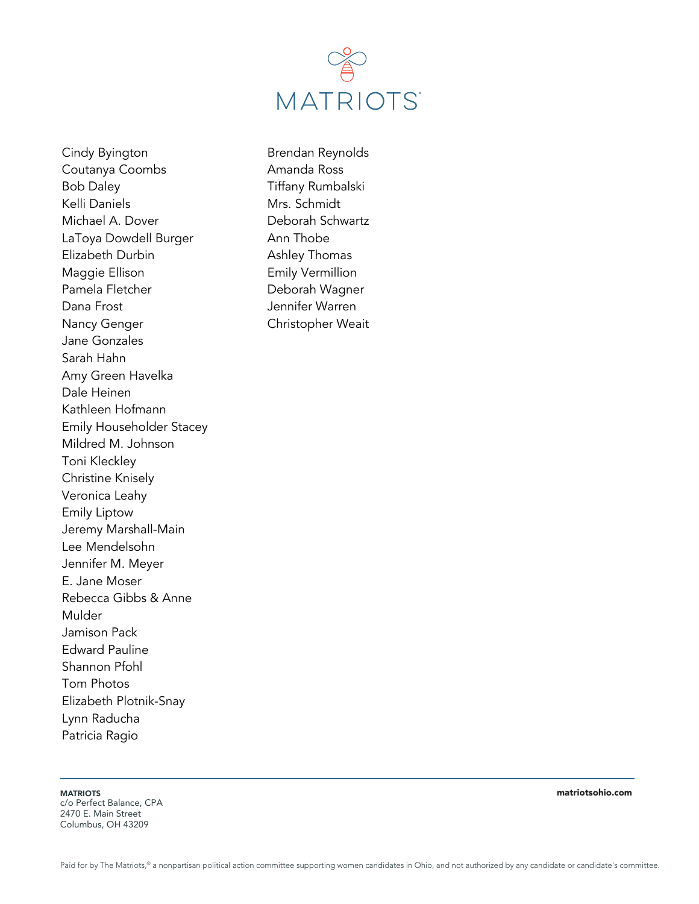MATRIOTS

Cindy Byington
Coutanya Coombs
Bob Daley
Kelli Daniels
Michael A. Dover
LaToya Dowdell Burger
Elizabeth Durbin
Maggie Ellison
Pamela Fletcher
Dana Frost
Nancy Genger
Jane Gonzales
Sarah Hahn
Amy Green Havelka
Dale Heinen
Kathleen Hofmann
Emily Householder Stacey
Mildred M. Johnson
Toni Kleckley
Christine Knisely
Veronica Leahy
Emily Liptow
Jeremy Marshall-Main
Lee Mendelsohn
Jennifer M. Meyer
E. Jane Moser
Rebecca Gibbs & Anne Mulder
Jamison Pack
Edward Pauline
Shannon Pfohl
Tom Photos
Elizabeth Plotnik-Snay
Lynn Raducha
Patricia Ragio
Brendan Reynolds
Amanda Ross
Tiffany Rumbalski
Mrs. Schmidt
Deborah Schwartz
Ann Thobe
Ashley Thomas
Emily Vermillion
Deborah Wagner
Jennifer Warren
Christopher Weait

**MATRIOTS**
c/o Perfect Balance, CPA
2470 E. Main Street
Columbus, OH 43209

**matriotsohio.com**

Paid for by The Matriots,® a nonpartisan political action committee supporting women candidates in Ohio, and not authorized by any candidate or candidate's committee.